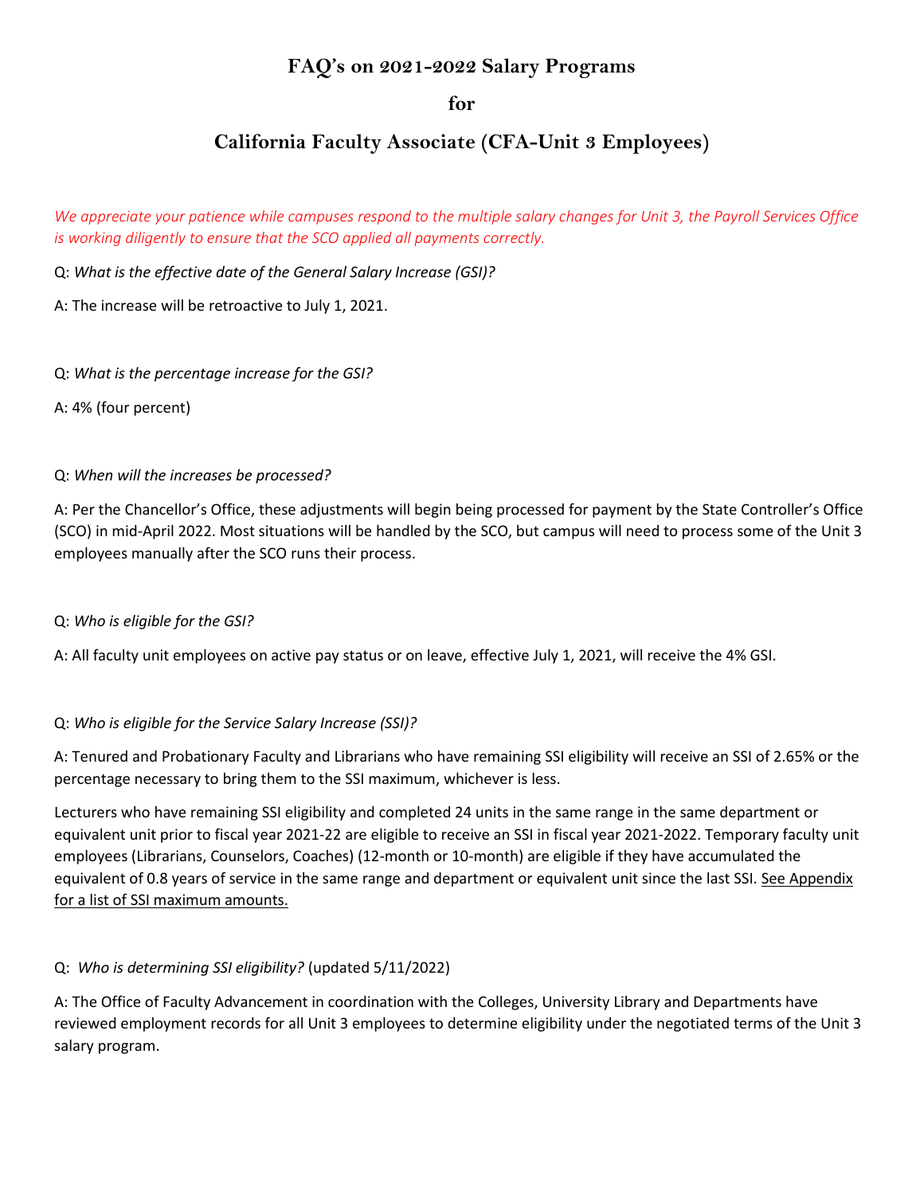# FAQ's on 2021-2022 Salary Programs

# for

# California Faculty Associate (CFA-Unit 3 Employees)

*We appreciate your patience while campuses respond to the multiple salary changes for Unit 3, the Payroll Services Office is working diligently to ensure that the SCO applied all payments correctly.*

Q: *What is the effective date of the General Salary Increase (GSI)?*

A: The increase will be retroactive to July 1, 2021.

Q: *What is the percentage increase for the GSI?*

A: 4% (four percent)

Q: *When will the increases be processed?*

A: Per the Chancellor's Office, these adjustments will begin being processed for payment by the State Controller's Office (SCO) in mid-April 2022. Most situations will be handled by the SCO, but campus will need to process some of the Unit 3 employees manually after the SCO runs their process.

Q: *Who is eligible for the GSI?*

A: All faculty unit employees on active pay status or on leave, effective July 1, 2021, will receive the 4% GSI.

Q: *Who is eligible for the Service Salary Increase (SSI)?*

A: Tenured and Probationary Faculty and Librarians who have remaining SSI eligibility will receive an SSI of 2.65% or the percentage necessary to bring them to the SSI maximum, whichever is less.

Lecturers who have remaining SSI eligibility and completed 24 units in the same range in the same department or equivalent unit prior to fiscal year 2021-22 are eligible to receive an SSI in fiscal year 2021-2022. Temporary faculty unit employees (Librarians, Counselors, Coaches) (12-month or 10-month) are eligible if they have accumulated the equivalent of 0.8 years of service in the same range and department or equivalent unit since the last SSI. See Appendix for a list of SSI maximum amounts.

Q: *Who is determining SSI eligibility?* (updated 5/11/2022)

A: The Office of Faculty Advancement in coordination with the Colleges, University Library and Departments have reviewed employment records for all Unit 3 employees to determine eligibility under the negotiated terms of the Unit 3 salary program.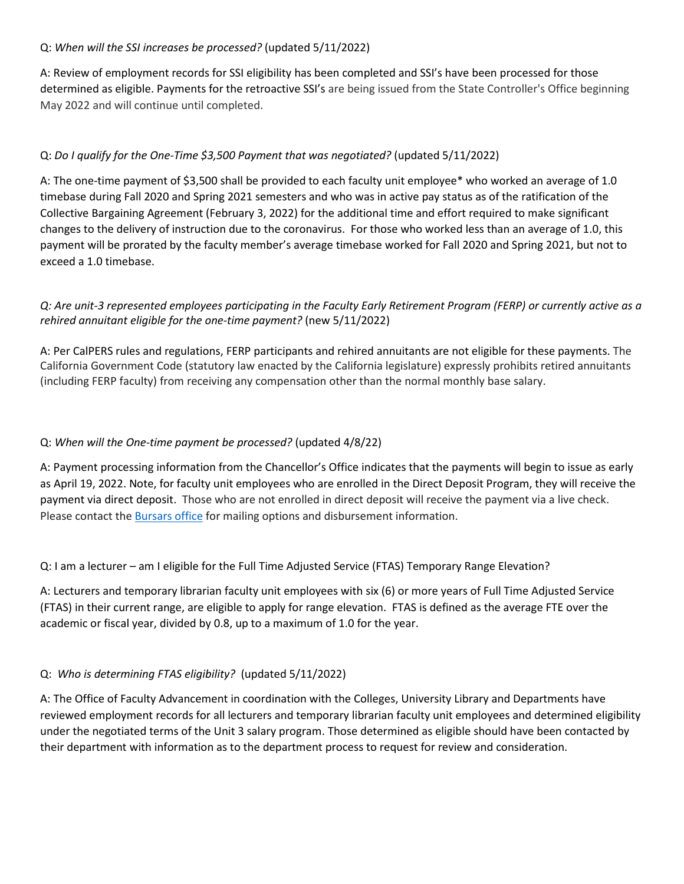Q: *When will the SSI increases be processed?* (updated 5/11/2022)

A: Review of employment records for SSI eligibility has been completed and SSI's have been processed for those determined as eligible. Payments for the retroactive SSI's are being issued from the State Controller's Office beginning May 2022 and will continue until completed.

Q: *Do I qualify for the One-Time $3,500 Payment that was negotiated?* (updated 5/11/2022)

A: The one-time payment of $3,500 shall be provided to each faculty unit employee* who worked an average of 1.0 timebase during Fall 2020 and Spring 2021 semesters and who was in active pay status as of the ratification of the Collective Bargaining Agreement (February 3, 2022) for the additional time and effort required to make significant changes to the delivery of instruction due to the coronavirus. For those who worked less than an average of 1.0, this payment will be prorated by the faculty member's average timebase worked for Fall 2020 and Spring 2021, but not to exceed a 1.0 timebase.

*Q: Are unit-3 represented employees participating in the Faculty Early Retirement Program (FERP) or currently active as a rehired annuitant eligible for the one-time payment?* (new 5/11/2022)

A: Per CalPERS rules and regulations, FERP participants and rehired annuitants are not eligible for these payments. The California Government Code (statutory law enacted by the California legislature) expressly prohibits retired annuitants (including FERP faculty) from receiving any compensation other than the normal monthly base salary.

Q: *When will the One-time payment be processed?* (updated 4/8/22)

A: Payment processing information from the Chancellor's Office indicates that the payments will begin to issue as early as April 19, 2022. Note, for faculty unit employees who are enrolled in the Direct Deposit Program, they will receive the payment via direct deposit. Those who are not enrolled in direct deposit will receive the payment via a live check. Please contact the Bursars office for mailing options and disbursement information.

Q: I am a lecturer – am I eligible for the Full Time Adjusted Service (FTAS) Temporary Range Elevation?

A: Lecturers and temporary librarian faculty unit employees with six (6) or more years of Full Time Adjusted Service (FTAS) in their current range, are eligible to apply for range elevation. FTAS is defined as the average FTE over the academic or fiscal year, divided by 0.8, up to a maximum of 1.0 for the year.

Q: *Who is determining FTAS eligibility?* (updated 5/11/2022)

A: The Office of Faculty Advancement in coordination with the Colleges, University Library and Departments have reviewed employment records for all lecturers and temporary librarian faculty unit employees and determined eligibility under the negotiated terms of the Unit 3 salary program. Those determined as eligible should have been contacted by their department with information as to the department process to request for review and consideration.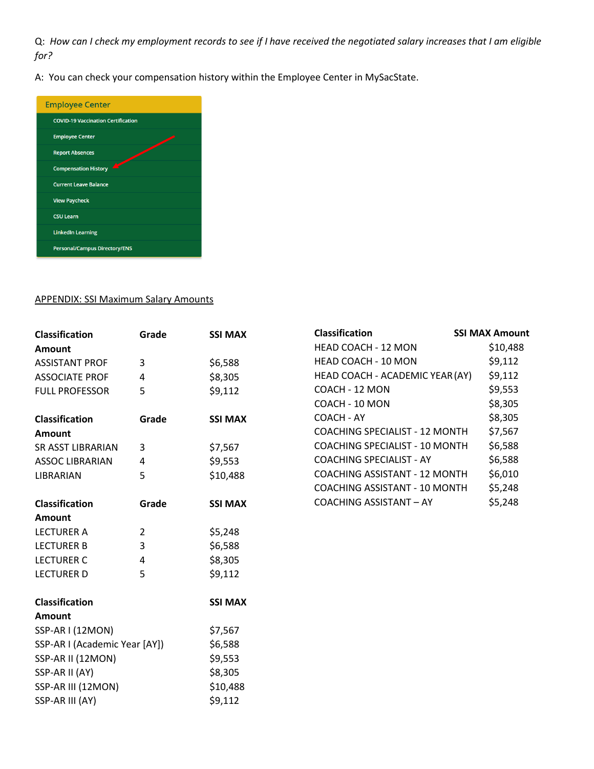Q: *How can I check my employment records to see if I have received the negotiated salary increases that I am eligible for?*

A: You can check your compensation history within the Employee Center in MySacState.

Employee Center

- COVID-19 Vaccination Certification
- Employee Center
- Report Absences
- Compensation History
- Current Leave Balance
- View Paycheck
- CSU Learn
- LinkedIn Learning
- Personal/Campus Directory/ENS

APPENDIX: SSI Maximum Salary Amounts

| Classification | Grade | SSI MAX Amount |
| --- | --- | --- |
| ASSISTANT PROF | 3 | $6,588 |
| ASSOCIATE PROF | 4 | $8,305 |
| FULL PROFESSOR | 5 | $9,112 |

| Classification | Grade | SSI MAX Amount |
| --- | --- | --- |
| SR ASST LIBRARIAN | 3 | $7,567 |
| ASSOC LIBRARIAN | 4 | $9,553 |
| LIBRARIAN | 5 | $10,488 |

| Classification | Grade | SSI MAX Amount |
| --- | --- | --- |
| LECTURER A | 2 | $5,248 |
| LECTURER B | 3 | $6,588 |
| LECTURER C | 4 | $8,305 |
| LECTURER D | 5 | $9,112 |

| Classification | SSI MAX Amount |
| --- | --- |
| SSP-AR I (12MON) | $7,567 |
| SSP-AR I (Academic Year [AY]) | $6,588 |
| SSP-AR II (12MON) | $9,553 |
| SSP-AR II (AY) | $8,305 |
| SSP-AR III (12MON) | $10,488 |
| SSP-AR III (AY) | $9,112 |

| Classification | SSI MAX Amount |
| --- | --- |
| HEAD COACH - 12 MON | $10,488 |
| HEAD COACH - 10 MON | $9,112 |
| HEAD COACH - ACADEMIC YEAR (AY) | $9,112 |
| COACH - 12 MON | $9,553 |
| COACH - 10 MON | $8,305 |
| COACH - AY | $8,305 |
| COACHING SPECIALIST - 12 MONTH | $7,567 |
| COACHING SPECIALIST - 10 MONTH | $6,588 |
| COACHING SPECIALIST - AY | $6,588 |
| COACHING ASSISTANT - 12 MONTH | $6,010 |
| COACHING ASSISTANT - 10 MONTH | $5,248 |
| COACHING ASSISTANT – AY | $5,248 |